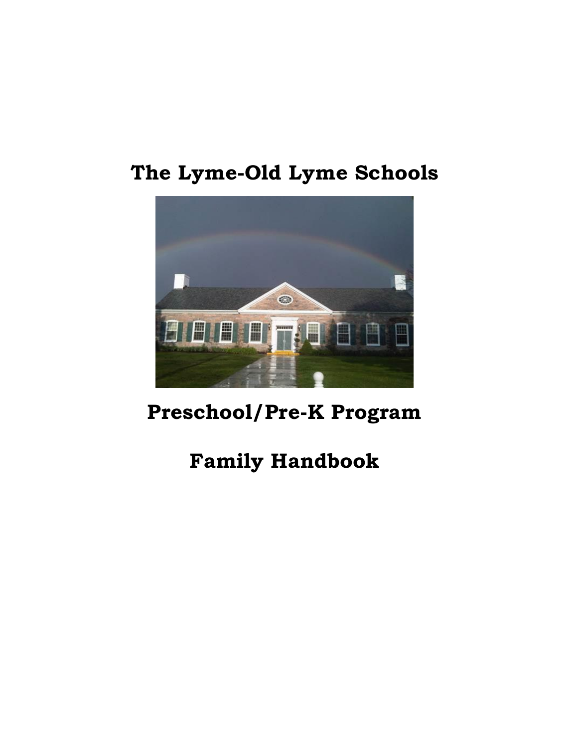# The Lyme-Old Lyme Schools

# Preschool/Pre-K Program

# Family Handbook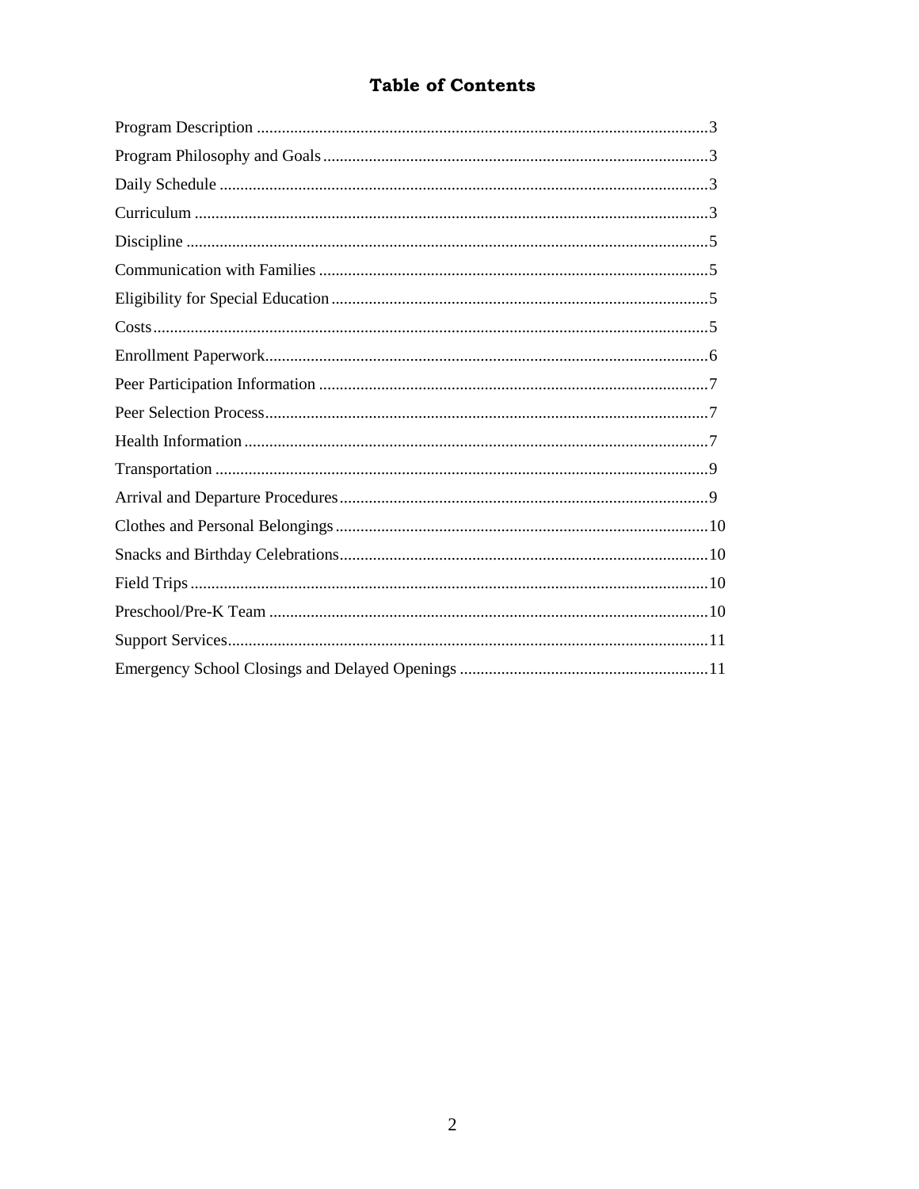# Table of Contents

| Section | Page |
|---|---|
| Program Description | 3 |
| Program Philosophy and Goals | 3 |
| Daily Schedule | 3 |
| Curriculum | 3 |
| Discipline | 5 |
| Communication with Families | 5 |
| Eligibility for Special Education | 5 |
| Costs | 5 |
| Enrollment Paperwork | 6 |
| Peer Participation Information | 7 |
| Peer Selection Process | 7 |
| Health Information | 7 |
| Transportation | 9 |
| Arrival and Departure Procedures | 9 |
| Clothes and Personal Belongings | 10 |
| Snacks and Birthday Celebrations | 10 |
| Field Trips | 10 |
| Preschool/Pre-K Team | 10 |
| Support Services | 11 |
| Emergency School Closings and Delayed Openings | 11 |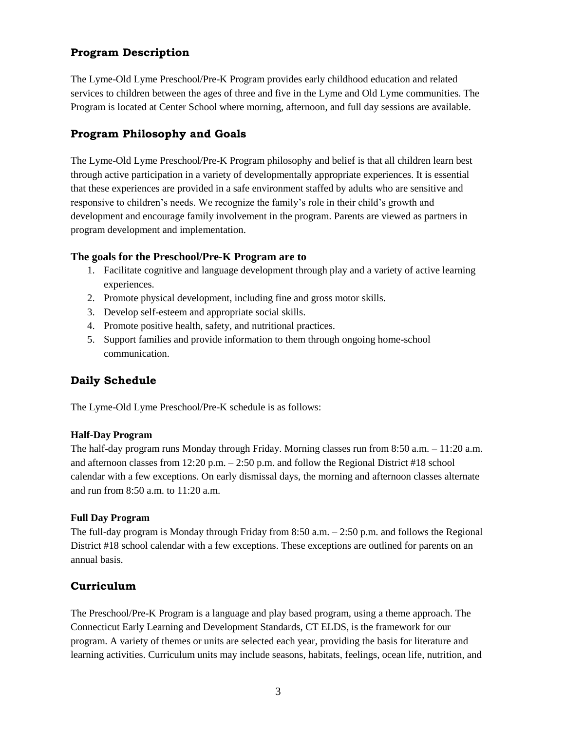## Program Description

The Lyme-Old Lyme Preschool/Pre-K Program provides early childhood education and related services to children between the ages of three and five in the Lyme and Old Lyme communities. The Program is located at Center School where morning, afternoon, and full day sessions are available.

## Program Philosophy and Goals

The Lyme-Old Lyme Preschool/Pre-K Program philosophy and belief is that all children learn best through active participation in a variety of developmentally appropriate experiences. It is essential that these experiences are provided in a safe environment staffed by adults who are sensitive and responsive to children's needs. We recognize the family's role in their child's growth and development and encourage family involvement in the program. Parents are viewed as partners in program development and implementation.

### The goals for the Preschool/Pre-K Program are to

1. Facilitate cognitive and language development through play and a variety of active learning experiences.
2. Promote physical development, including fine and gross motor skills.
3. Develop self-esteem and appropriate social skills.
4. Promote positive health, safety, and nutritional practices.
5. Support families and provide information to them through ongoing home-school communication.

## Daily Schedule

The Lyme-Old Lyme Preschool/Pre-K schedule is as follows:

#### Half-Day Program

The half-day program runs Monday through Friday. Morning classes run from 8:50 a.m. – 11:20 a.m. and afternoon classes from 12:20 p.m. – 2:50 p.m. and follow the Regional District #18 school calendar with a few exceptions. On early dismissal days, the morning and afternoon classes alternate and run from 8:50 a.m. to 11:20 a.m.

#### Full Day Program

The full-day program is Monday through Friday from 8:50 a.m. – 2:50 p.m. and follows the Regional District #18 school calendar with a few exceptions. These exceptions are outlined for parents on an annual basis.

## Curriculum

The Preschool/Pre-K Program is a language and play based program, using a theme approach. The Connecticut Early Learning and Development Standards, CT ELDS, is the framework for our program. A variety of themes or units are selected each year, providing the basis for literature and learning activities. Curriculum units may include seasons, habitats, feelings, ocean life, nutrition, and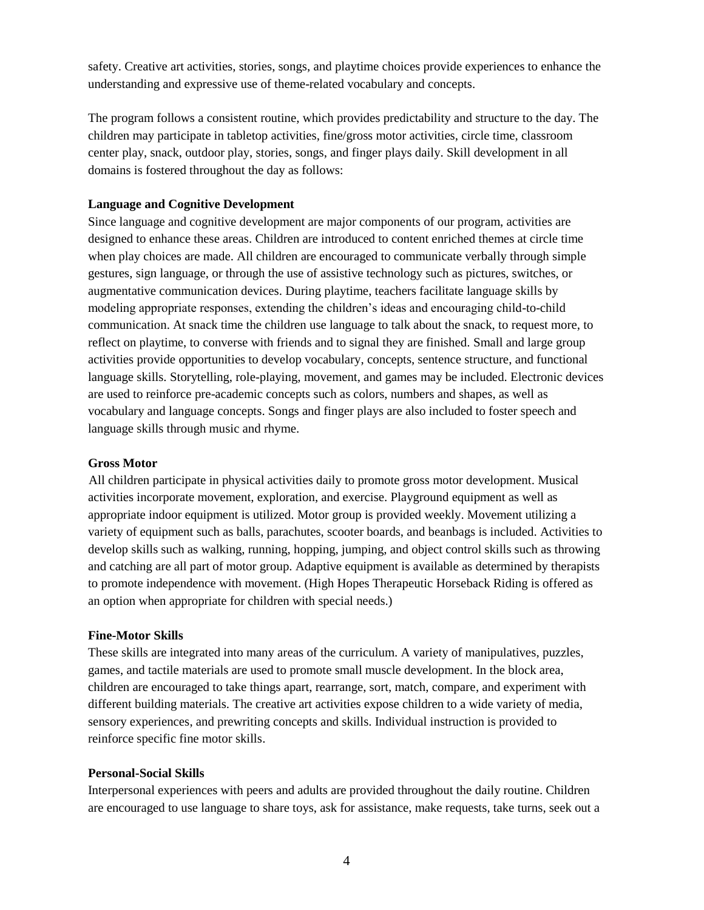safety. Creative art activities, stories, songs, and playtime choices provide experiences to enhance the understanding and expressive use of theme-related vocabulary and concepts.

The program follows a consistent routine, which provides predictability and structure to the day. The children may participate in tabletop activities, fine/gross motor activities, circle time, classroom center play, snack, outdoor play, stories, songs, and finger plays daily. Skill development in all domains is fostered throughout the day as follows:

**Language and Cognitive Development**

Since language and cognitive development are major components of our program, activities are designed to enhance these areas. Children are introduced to content enriched themes at circle time when play choices are made. All children are encouraged to communicate verbally through simple gestures, sign language, or through the use of assistive technology such as pictures, switches, or augmentative communication devices. During playtime, teachers facilitate language skills by modeling appropriate responses, extending the children's ideas and encouraging child-to-child communication. At snack time the children use language to talk about the snack, to request more, to reflect on playtime, to converse with friends and to signal they are finished. Small and large group activities provide opportunities to develop vocabulary, concepts, sentence structure, and functional language skills. Storytelling, role-playing, movement, and games may be included. Electronic devices are used to reinforce pre-academic concepts such as colors, numbers and shapes, as well as vocabulary and language concepts. Songs and finger plays are also included to foster speech and language skills through music and rhyme.

**Gross Motor**

All children participate in physical activities daily to promote gross motor development. Musical activities incorporate movement, exploration, and exercise. Playground equipment as well as appropriate indoor equipment is utilized. Motor group is provided weekly. Movement utilizing a variety of equipment such as balls, parachutes, scooter boards, and beanbags is included. Activities to develop skills such as walking, running, hopping, jumping, and object control skills such as throwing and catching are all part of motor group. Adaptive equipment is available as determined by therapists to promote independence with movement. (High Hopes Therapeutic Horseback Riding is offered as an option when appropriate for children with special needs.)

**Fine-Motor Skills**

These skills are integrated into many areas of the curriculum. A variety of manipulatives, puzzles, games, and tactile materials are used to promote small muscle development. In the block area, children are encouraged to take things apart, rearrange, sort, match, compare, and experiment with different building materials. The creative art activities expose children to a wide variety of media, sensory experiences, and prewriting concepts and skills. Individual instruction is provided to reinforce specific fine motor skills.

**Personal-Social Skills**

Interpersonal experiences with peers and adults are provided throughout the daily routine. Children are encouraged to use language to share toys, ask for assistance, make requests, take turns, seek out a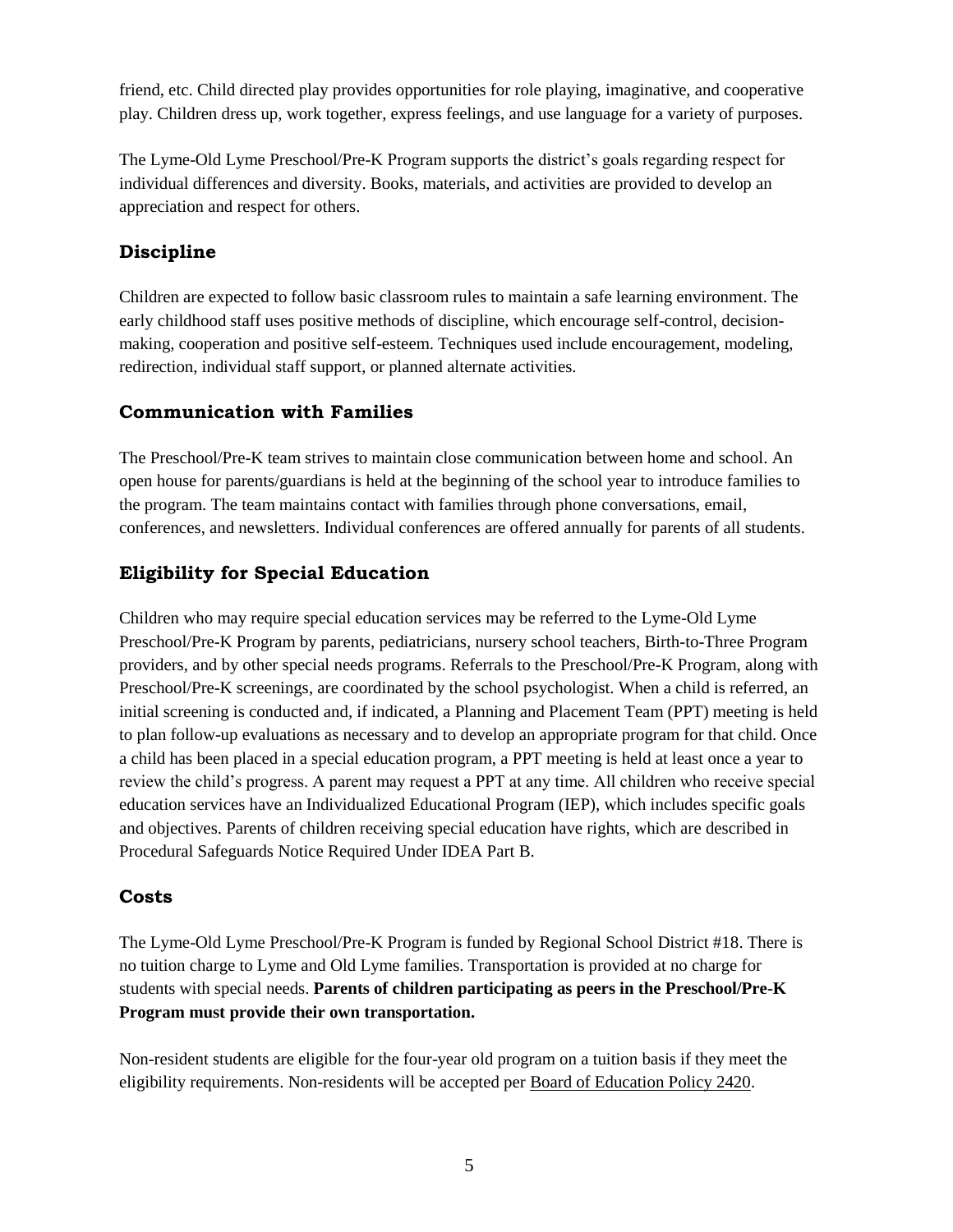friend, etc. Child directed play provides opportunities for role playing, imaginative, and cooperative play. Children dress up, work together, express feelings, and use language for a variety of purposes.

The Lyme-Old Lyme Preschool/Pre-K Program supports the district's goals regarding respect for individual differences and diversity. Books, materials, and activities are provided to develop an appreciation and respect for others.

## Discipline

Children are expected to follow basic classroom rules to maintain a safe learning environment. The early childhood staff uses positive methods of discipline, which encourage self-control, decision-making, cooperation and positive self-esteem. Techniques used include encouragement, modeling, redirection, individual staff support, or planned alternate activities.

## Communication with Families

The Preschool/Pre-K team strives to maintain close communication between home and school. An open house for parents/guardians is held at the beginning of the school year to introduce families to the program. The team maintains contact with families through phone conversations, email, conferences, and newsletters. Individual conferences are offered annually for parents of all students.

## Eligibility for Special Education

Children who may require special education services may be referred to the Lyme-Old Lyme Preschool/Pre-K Program by parents, pediatricians, nursery school teachers, Birth-to-Three Program providers, and by other special needs programs. Referrals to the Preschool/Pre-K Program, along with Preschool/Pre-K screenings, are coordinated by the school psychologist. When a child is referred, an initial screening is conducted and, if indicated, a Planning and Placement Team (PPT) meeting is held to plan follow-up evaluations as necessary and to develop an appropriate program for that child. Once a child has been placed in a special education program, a PPT meeting is held at least once a year to review the child's progress. A parent may request a PPT at any time. All children who receive special education services have an Individualized Educational Program (IEP), which includes specific goals and objectives. Parents of children receiving special education have rights, which are described in Procedural Safeguards Notice Required Under IDEA Part B.

## Costs

The Lyme-Old Lyme Preschool/Pre-K Program is funded by Regional School District #18. There is no tuition charge to Lyme and Old Lyme families. Transportation is provided at no charge for students with special needs. **Parents of children participating as peers in the Preschool/Pre-K Program must provide their own transportation.**

Non-resident students are eligible for the four-year old program on a tuition basis if they meet the eligibility requirements. Non-residents will be accepted per Board of Education Policy 2420.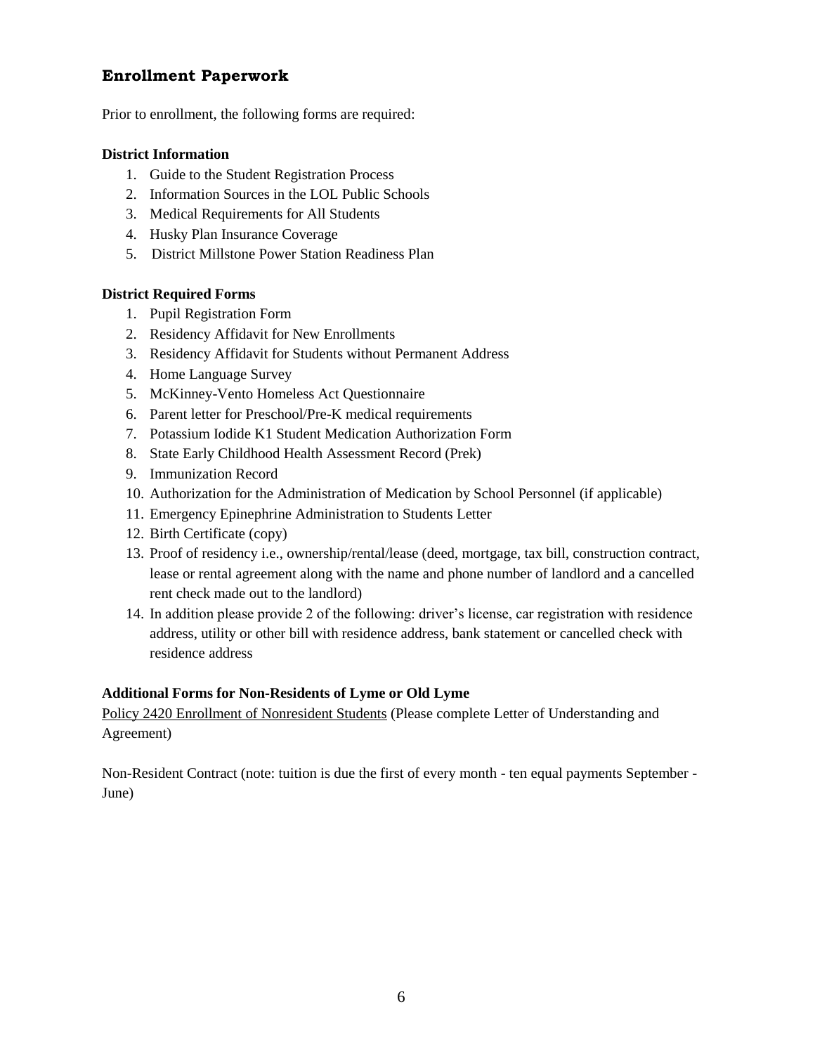## Enrollment Paperwork

Prior to enrollment, the following forms are required:

**District Information**

1. Guide to the Student Registration Process
2. Information Sources in the LOL Public Schools
3. Medical Requirements for All Students
4. Husky Plan Insurance Coverage
5. District Millstone Power Station Readiness Plan

**District Required Forms**

1. Pupil Registration Form
2. Residency Affidavit for New Enrollments
3. Residency Affidavit for Students without Permanent Address
4. Home Language Survey
5. McKinney-Vento Homeless Act Questionnaire
6. Parent letter for Preschool/Pre-K medical requirements
7. Potassium Iodide K1 Student Medication Authorization Form
8. State Early Childhood Health Assessment Record (Prek)
9. Immunization Record
10. Authorization for the Administration of Medication by School Personnel (if applicable)
11. Emergency Epinephrine Administration to Students Letter
12. Birth Certificate (copy)
13. Proof of residency i.e., ownership/rental/lease (deed, mortgage, tax bill, construction contract, lease or rental agreement along with the name and phone number of landlord and a cancelled rent check made out to the landlord)
14. In addition please provide 2 of the following: driver's license, car registration with residence address, utility or other bill with residence address, bank statement or cancelled check with residence address

**Additional Forms for Non-Residents of Lyme or Old Lyme**

Policy 2420 Enrollment of Nonresident Students (Please complete Letter of Understanding and Agreement)

Non-Resident Contract (note: tuition is due the first of every month - ten equal payments September - June)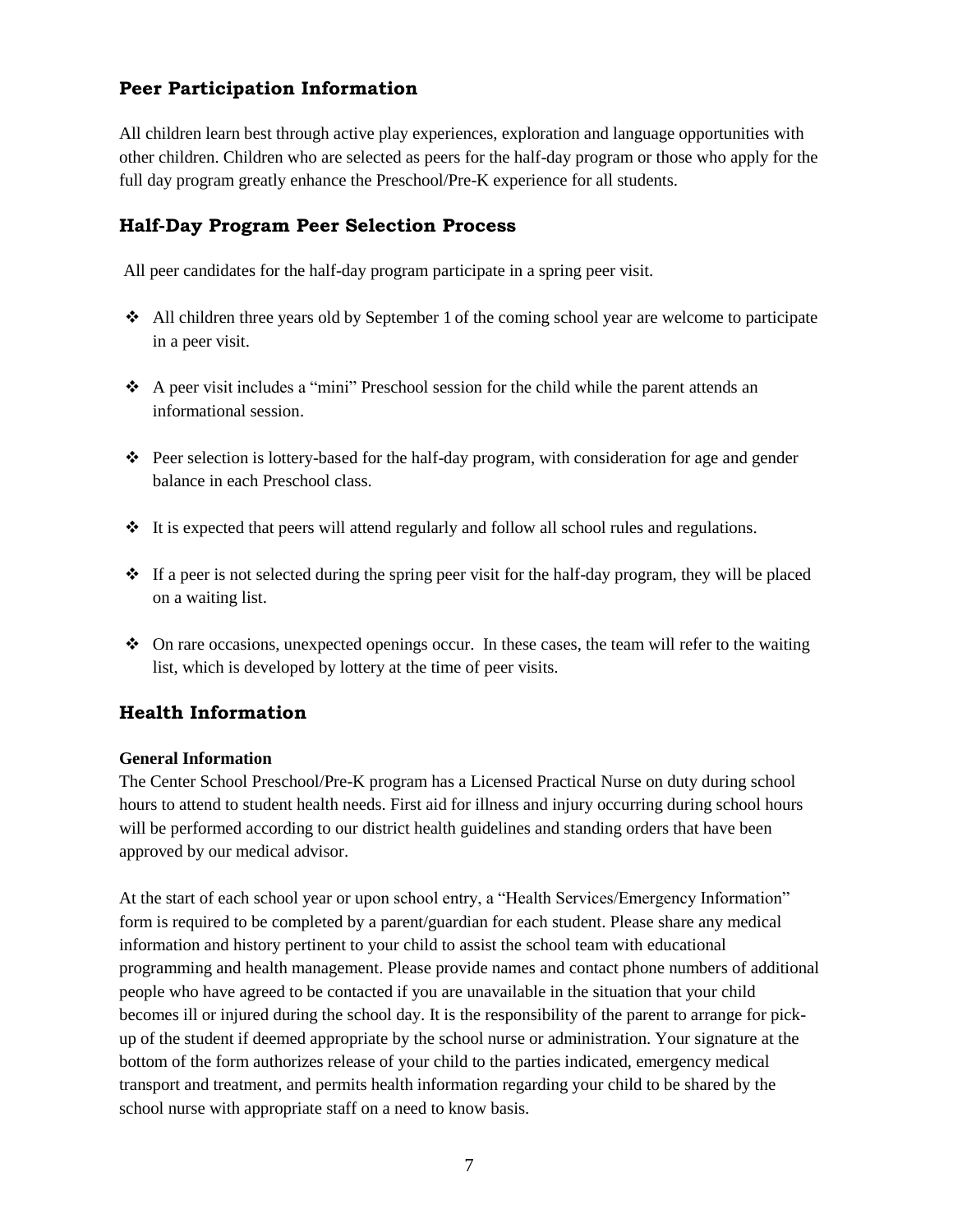## Peer Participation Information

All children learn best through active play experiences, exploration and language opportunities with other children. Children who are selected as peers for the half-day program or those who apply for the full day program greatly enhance the Preschool/Pre-K experience for all students.

## Half-Day Program Peer Selection Process

All peer candidates for the half-day program participate in a spring peer visit.

- All children three years old by September 1 of the coming school year are welcome to participate in a peer visit.
- A peer visit includes a "mini" Preschool session for the child while the parent attends an informational session.
- Peer selection is lottery-based for the half-day program, with consideration for age and gender balance in each Preschool class.
- It is expected that peers will attend regularly and follow all school rules and regulations.
- If a peer is not selected during the spring peer visit for the half-day program, they will be placed on a waiting list.
- On rare occasions, unexpected openings occur. In these cases, the team will refer to the waiting list, which is developed by lottery at the time of peer visits.

## Health Information

**General Information**

The Center School Preschool/Pre-K program has a Licensed Practical Nurse on duty during school hours to attend to student health needs. First aid for illness and injury occurring during school hours will be performed according to our district health guidelines and standing orders that have been approved by our medical advisor.

At the start of each school year or upon school entry, a "Health Services/Emergency Information" form is required to be completed by a parent/guardian for each student. Please share any medical information and history pertinent to your child to assist the school team with educational programming and health management. Please provide names and contact phone numbers of additional people who have agreed to be contacted if you are unavailable in the situation that your child becomes ill or injured during the school day. It is the responsibility of the parent to arrange for pick-up of the student if deemed appropriate by the school nurse or administration. Your signature at the bottom of the form authorizes release of your child to the parties indicated, emergency medical transport and treatment, and permits health information regarding your child to be shared by the school nurse with appropriate staff on a need to know basis.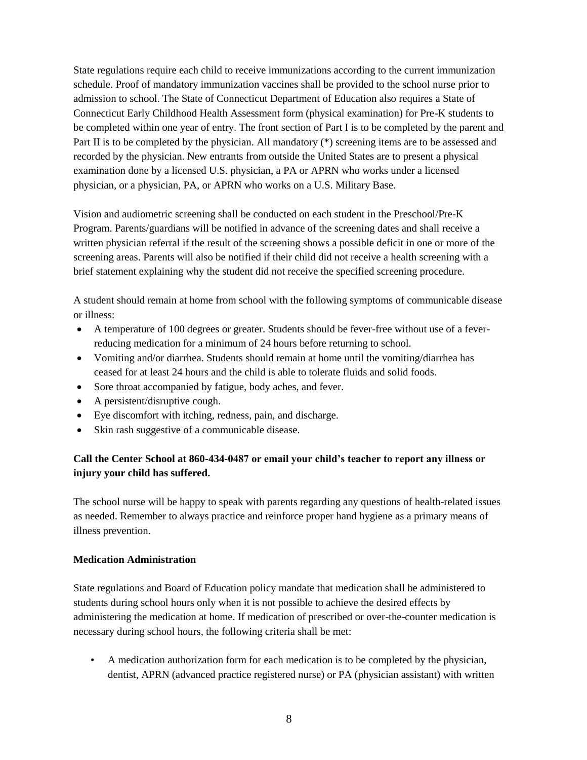State regulations require each child to receive immunizations according to the current immunization schedule. Proof of mandatory immunization vaccines shall be provided to the school nurse prior to admission to school. The State of Connecticut Department of Education also requires a State of Connecticut Early Childhood Health Assessment form (physical examination) for Pre-K students to be completed within one year of entry. The front section of Part I is to be completed by the parent and Part II is to be completed by the physician. All mandatory (*) screening items are to be assessed and recorded by the physician. New entrants from outside the United States are to present a physical examination done by a licensed U.S. physician, a PA or APRN who works under a licensed physician, or a physician, PA, or APRN who works on a U.S. Military Base.

Vision and audiometric screening shall be conducted on each student in the Preschool/Pre-K Program. Parents/guardians will be notified in advance of the screening dates and shall receive a written physician referral if the result of the screening shows a possible deficit in one or more of the screening areas. Parents will also be notified if their child did not receive a health screening with a brief statement explaining why the student did not receive the specified screening procedure.

A student should remain at home from school with the following symptoms of communicable disease or illness:

- A temperature of 100 degrees or greater. Students should be fever-free without use of a fever-reducing medication for a minimum of 24 hours before returning to school.
- Vomiting and/or diarrhea. Students should remain at home until the vomiting/diarrhea has ceased for at least 24 hours and the child is able to tolerate fluids and solid foods.
- Sore throat accompanied by fatigue, body aches, and fever.
- A persistent/disruptive cough.
- Eye discomfort with itching, redness, pain, and discharge.
- Skin rash suggestive of a communicable disease.

**Call the Center School at 860-434-0487 or email your child's teacher to report any illness or injury your child has suffered.**

The school nurse will be happy to speak with parents regarding any questions of health-related issues as needed. Remember to always practice and reinforce proper hand hygiene as a primary means of illness prevention.

**Medication Administration**

State regulations and Board of Education policy mandate that medication shall be administered to students during school hours only when it is not possible to achieve the desired effects by administering the medication at home. If medication of prescribed or over-the-counter medication is necessary during school hours, the following criteria shall be met:

- A medication authorization form for each medication is to be completed by the physician, dentist, APRN (advanced practice registered nurse) or PA (physician assistant) with written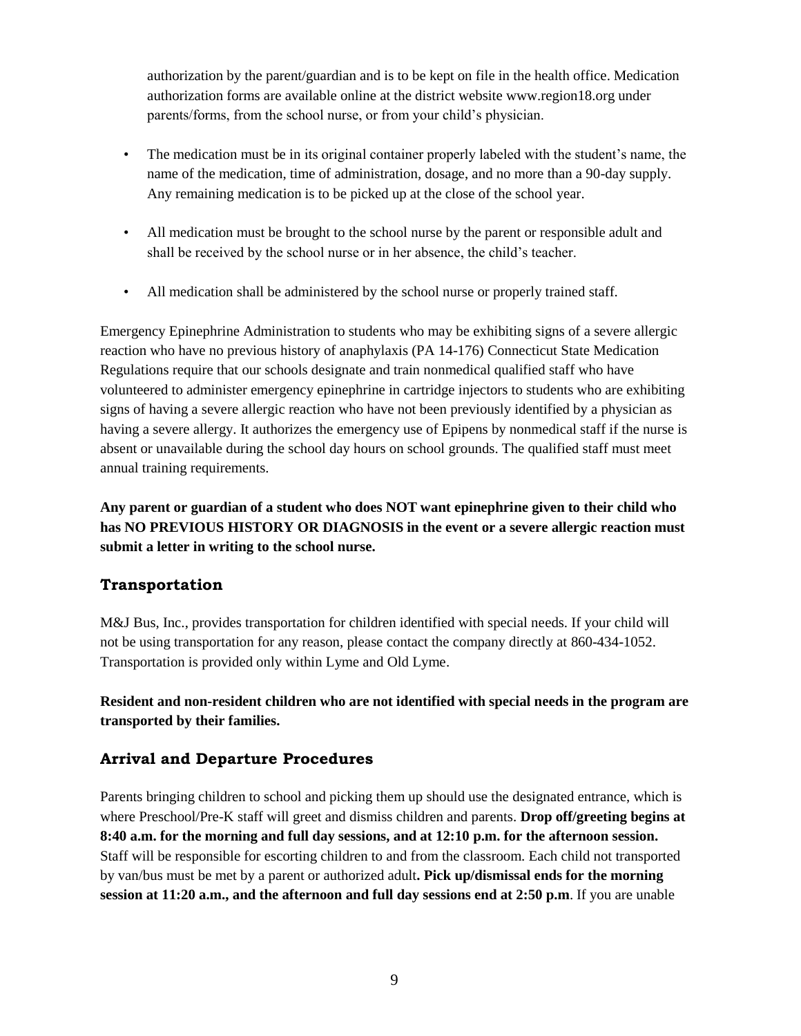authorization by the parent/guardian and is to be kept on file in the health office. Medication authorization forms are available online at the district website www.region18.org under parents/forms, from the school nurse, or from your child's physician.

- The medication must be in its original container properly labeled with the student's name, the name of the medication, time of administration, dosage, and no more than a 90-day supply. Any remaining medication is to be picked up at the close of the school year.
- All medication must be brought to the school nurse by the parent or responsible adult and shall be received by the school nurse or in her absence, the child's teacher.
- All medication shall be administered by the school nurse or properly trained staff.

Emergency Epinephrine Administration to students who may be exhibiting signs of a severe allergic reaction who have no previous history of anaphylaxis (PA 14-176) Connecticut State Medication Regulations require that our schools designate and train nonmedical qualified staff who have volunteered to administer emergency epinephrine in cartridge injectors to students who are exhibiting signs of having a severe allergic reaction who have not been previously identified by a physician as having a severe allergy. It authorizes the emergency use of Epipens by nonmedical staff if the nurse is absent or unavailable during the school day hours on school grounds. The qualified staff must meet annual training requirements.

**Any parent or guardian of a student who does NOT want epinephrine given to their child who has NO PREVIOUS HISTORY OR DIAGNOSIS in the event or a severe allergic reaction must submit a letter in writing to the school nurse.**

## Transportation

M&J Bus, Inc., provides transportation for children identified with special needs. If your child will not be using transportation for any reason, please contact the company directly at 860-434-1052. Transportation is provided only within Lyme and Old Lyme.

**Resident and non-resident children who are not identified with special needs in the program are transported by their families.**

## Arrival and Departure Procedures

Parents bringing children to school and picking them up should use the designated entrance, which is where Preschool/Pre-K staff will greet and dismiss children and parents. **Drop off/greeting begins at 8:40 a.m. for the morning and full day sessions, and at 12:10 p.m. for the afternoon session.** Staff will be responsible for escorting children to and from the classroom. Each child not transported by van/bus must be met by a parent or authorized adult**. Pick up/dismissal ends for the morning session at 11:20 a.m., and the afternoon and full day sessions end at 2:50 p.m**. If you are unable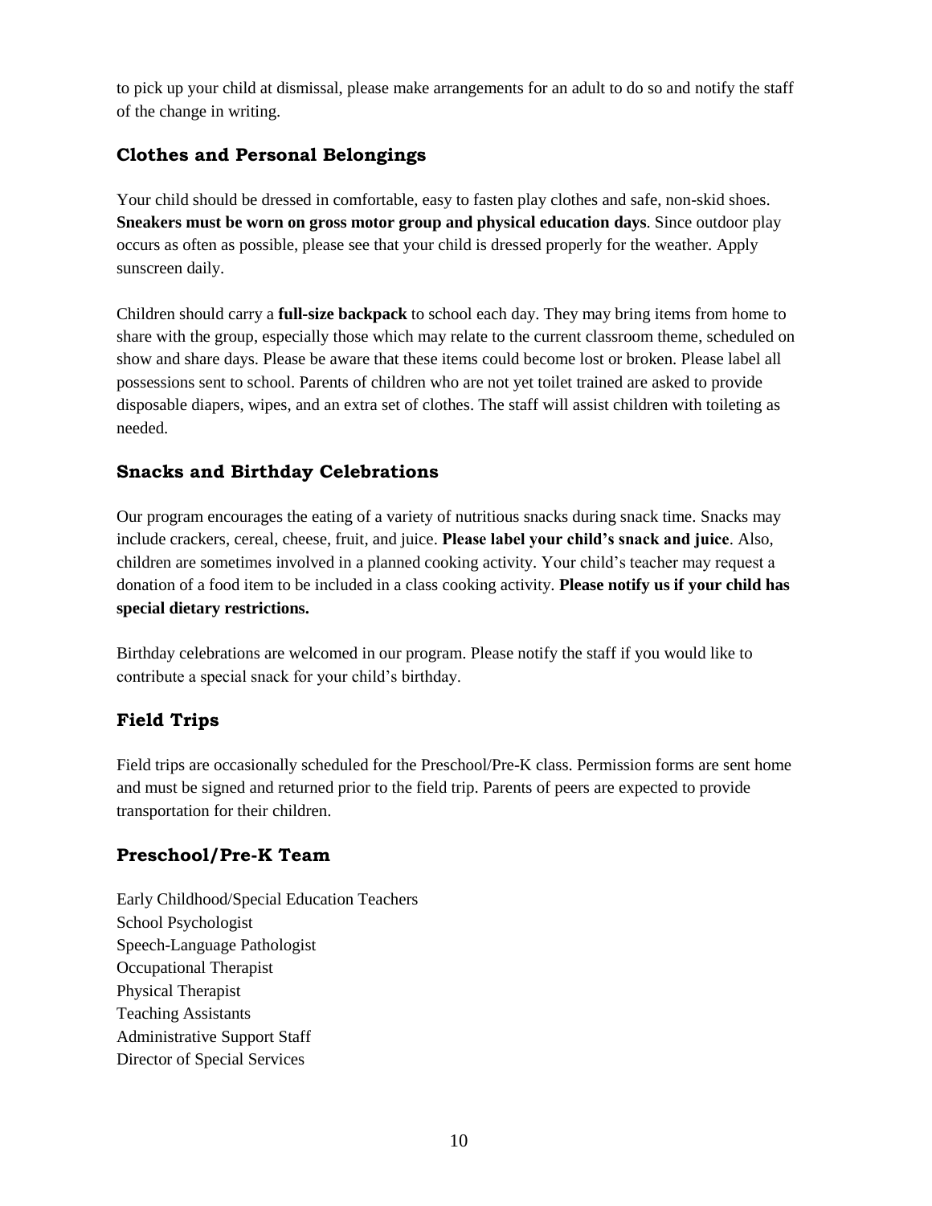to pick up your child at dismissal, please make arrangements for an adult to do so and notify the staff of the change in writing.

## Clothes and Personal Belongings

Your child should be dressed in comfortable, easy to fasten play clothes and safe, non-skid shoes. **Sneakers must be worn on gross motor group and physical education days**. Since outdoor play occurs as often as possible, please see that your child is dressed properly for the weather. Apply sunscreen daily.

Children should carry a **full-size backpack** to school each day. They may bring items from home to share with the group, especially those which may relate to the current classroom theme, scheduled on show and share days. Please be aware that these items could become lost or broken. Please label all possessions sent to school. Parents of children who are not yet toilet trained are asked to provide disposable diapers, wipes, and an extra set of clothes. The staff will assist children with toileting as needed.

## Snacks and Birthday Celebrations

Our program encourages the eating of a variety of nutritious snacks during snack time. Snacks may include crackers, cereal, cheese, fruit, and juice. **Please label your child's snack and juice**. Also, children are sometimes involved in a planned cooking activity. Your child's teacher may request a donation of a food item to be included in a class cooking activity. **Please notify us if your child has special dietary restrictions.**

Birthday celebrations are welcomed in our program. Please notify the staff if you would like to contribute a special snack for your child's birthday.

## Field Trips

Field trips are occasionally scheduled for the Preschool/Pre-K class. Permission forms are sent home and must be signed and returned prior to the field trip. Parents of peers are expected to provide transportation for their children.

## Preschool/Pre-K Team

Early Childhood/Special Education Teachers
School Psychologist
Speech-Language Pathologist
Occupational Therapist
Physical Therapist
Teaching Assistants
Administrative Support Staff
Director of Special Services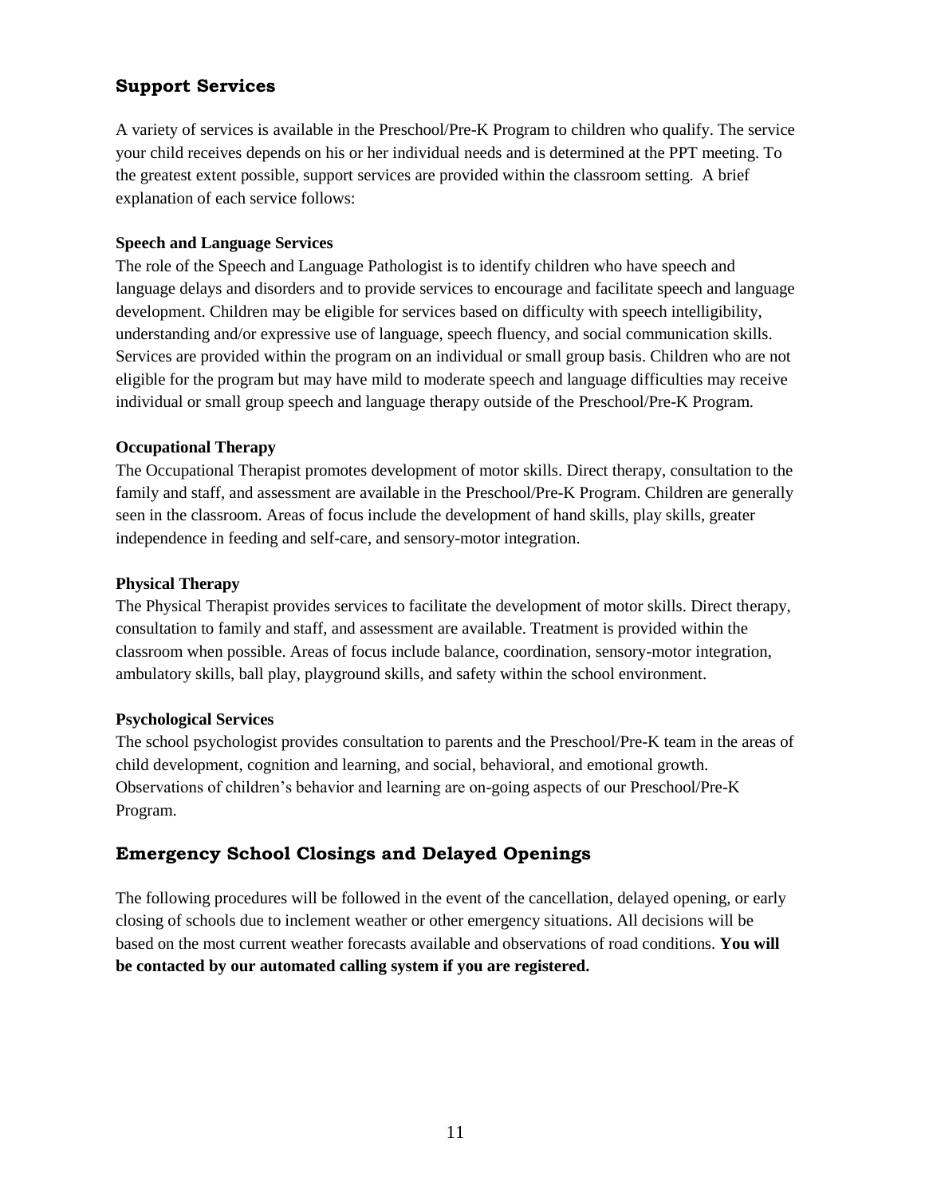## Support Services

A variety of services is available in the Preschool/Pre-K Program to children who qualify. The service your child receives depends on his or her individual needs and is determined at the PPT meeting. To the greatest extent possible, support services are provided within the classroom setting. A brief explanation of each service follows:

### Speech and Language Services

The role of the Speech and Language Pathologist is to identify children who have speech and language delays and disorders and to provide services to encourage and facilitate speech and language development. Children may be eligible for services based on difficulty with speech intelligibility, understanding and/or expressive use of language, speech fluency, and social communication skills. Services are provided within the program on an individual or small group basis. Children who are not eligible for the program but may have mild to moderate speech and language difficulties may receive individual or small group speech and language therapy outside of the Preschool/Pre-K Program.

### Occupational Therapy

The Occupational Therapist promotes development of motor skills. Direct therapy, consultation to the family and staff, and assessment are available in the Preschool/Pre-K Program. Children are generally seen in the classroom. Areas of focus include the development of hand skills, play skills, greater independence in feeding and self-care, and sensory-motor integration.

### Physical Therapy

The Physical Therapist provides services to facilitate the development of motor skills. Direct therapy, consultation to family and staff, and assessment are available. Treatment is provided within the classroom when possible. Areas of focus include balance, coordination, sensory-motor integration, ambulatory skills, ball play, playground skills, and safety within the school environment.

### Psychological Services

The school psychologist provides consultation to parents and the Preschool/Pre-K team in the areas of child development, cognition and learning, and social, behavioral, and emotional growth. Observations of children's behavior and learning are on-going aspects of our Preschool/Pre-K Program.

## Emergency School Closings and Delayed Openings

The following procedures will be followed in the event of the cancellation, delayed opening, or early closing of schools due to inclement weather or other emergency situations. All decisions will be based on the most current weather forecasts available and observations of road conditions. **You will be contacted by our automated calling system if you are registered.**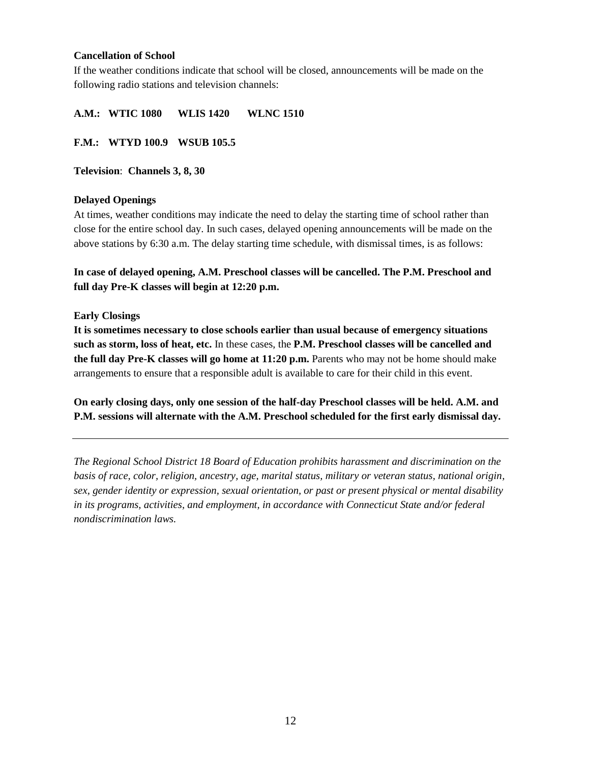**Cancellation of School**

If the weather conditions indicate that school will be closed, announcements will be made on the following radio stations and television channels:

**A.M.: WTIC 1080 WLIS 1420 WLNC 1510**

**F.M.: WTYD 100.9 WSUB 105.5**

**Television**: **Channels 3, 8, 30**

**Delayed Openings**

At times, weather conditions may indicate the need to delay the starting time of school rather than close for the entire school day. In such cases, delayed opening announcements will be made on the above stations by 6:30 a.m. The delay starting time schedule, with dismissal times, is as follows:

**In case of delayed opening, A.M. Preschool classes will be cancelled. The P.M. Preschool and full day Pre-K classes will begin at 12:20 p.m.**

**Early Closings**

**It is sometimes necessary to close schools earlier than usual because of emergency situations such as storm, loss of heat, etc.** In these cases, the **P.M. Preschool classes will be cancelled and the full day Pre-K classes will go home at 11:20 p.m.** Parents who may not be home should make arrangements to ensure that a responsible adult is available to care for their child in this event.

**On early closing days, only one session of the half-day Preschool classes will be held. A.M. and P.M. sessions will alternate with the A.M. Preschool scheduled for the first early dismissal day.**

---

*The Regional School District 18 Board of Education prohibits harassment and discrimination on the basis of race, color, religion, ancestry, age, marital status, military or veteran status, national origin, sex, gender identity or expression, sexual orientation, or past or present physical or mental disability in its programs, activities, and employment, in accordance with Connecticut State and/or federal nondiscrimination laws.*